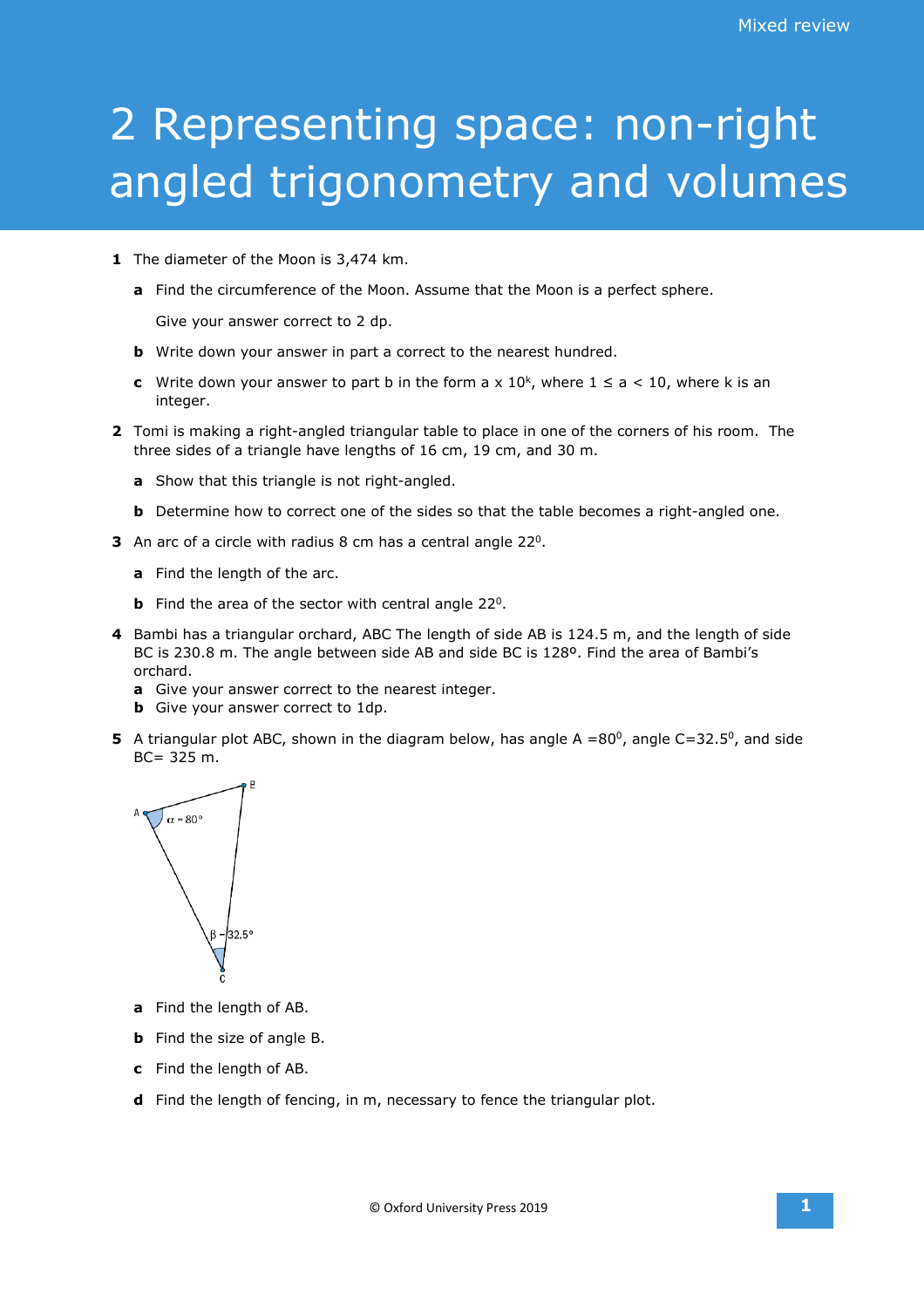# 2 Representing space: non-right angled trigonometry and volumes

**1** The diameter of the Moon is 3,474 km.

**a** Find the circumference of the Moon. Assume that the Moon is a perfect sphere.

Give your answer correct to 2 dp.

**b** Write down your answer in part a correct to the nearest hundred.

**c** Write down your answer to part b in the form a x $10^k$, where $1 \leq a < 10$, where k is an integer.

**2** Tomi is making a right-angled triangular table to place in one of the corners of his room. The three sides of a triangle have lengths of 16 cm, 19 cm, and 30 m.

**a** Show that this triangle is not right-angled.

**b** Determine how to correct one of the sides so that the table becomes a right-angled one.

**3** An arc of a circle with radius 8 cm has a central angle $22^0$.

**a** Find the length of the arc.

**b** Find the area of the sector with central angle $22^0$.

**4** Bambi has a triangular orchard, ABC The length of side AB is 124.5 m, and the length of side BC is 230.8 m. The angle between side AB and side BC is 128º. Find the area of Bambi's orchard.

**a** Give your answer correct to the nearest integer.

**b** Give your answer correct to 1dp.

**5** A triangular plot ABC, shown in the diagram below, has angle A $=80^0$, angle C$=32.5^0$, and side BC= 325 m.

**a** Find the length of AB.

**b** Find the size of angle B.

**c** Find the length of AB.

**d** Find the length of fencing, in m, necessary to fence the triangular plot.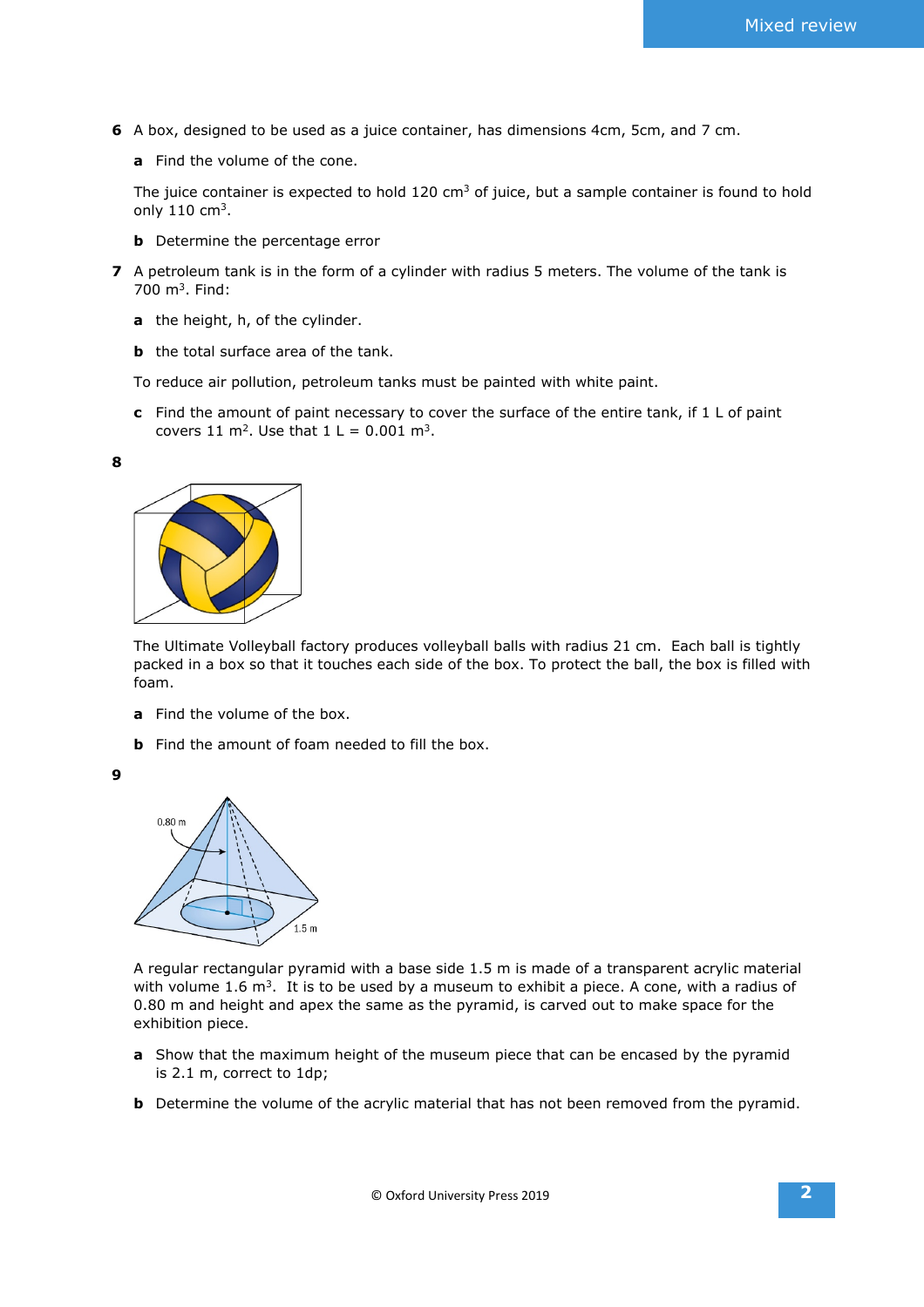6 A box, designed to be used as a juice container, has dimensions 4cm, 5cm, and 7 cm.

**a** Find the volume of the cone.

The juice container is expected to hold 120 cm$^3$ of juice, but a sample container is found to hold only 110 cm$^3$.

**b** Determine the percentage error

7 A petroleum tank is in the form of a cylinder with radius 5 meters. The volume of the tank is 700 m$^3$. Find:

**a** the height, h, of the cylinder.

**b** the total surface area of the tank.

To reduce air pollution, petroleum tanks must be painted with white paint.

**c** Find the amount of paint necessary to cover the surface of the entire tank, if 1 L of paint covers 11 m$^2$. Use that 1 L = 0.001 m$^3$.

**8**

The Ultimate Volleyball factory produces volleyball balls with radius 21 cm. Each ball is tightly packed in a box so that it touches each side of the box. To protect the ball, the box is filled with foam.

**a** Find the volume of the box.

**b** Find the amount of foam needed to fill the box.

**9**

A regular rectangular pyramid with a base side 1.5 m is made of a transparent acrylic material with volume 1.6 m$^3$. It is to be used by a museum to exhibit a piece. A cone, with a radius of 0.80 m and height and apex the same as the pyramid, is carved out to make space for the exhibition piece.

**a** Show that the maximum height of the museum piece that can be encased by the pyramid is 2.1 m, correct to 1dp;

**b** Determine the volume of the acrylic material that has not been removed from the pyramid.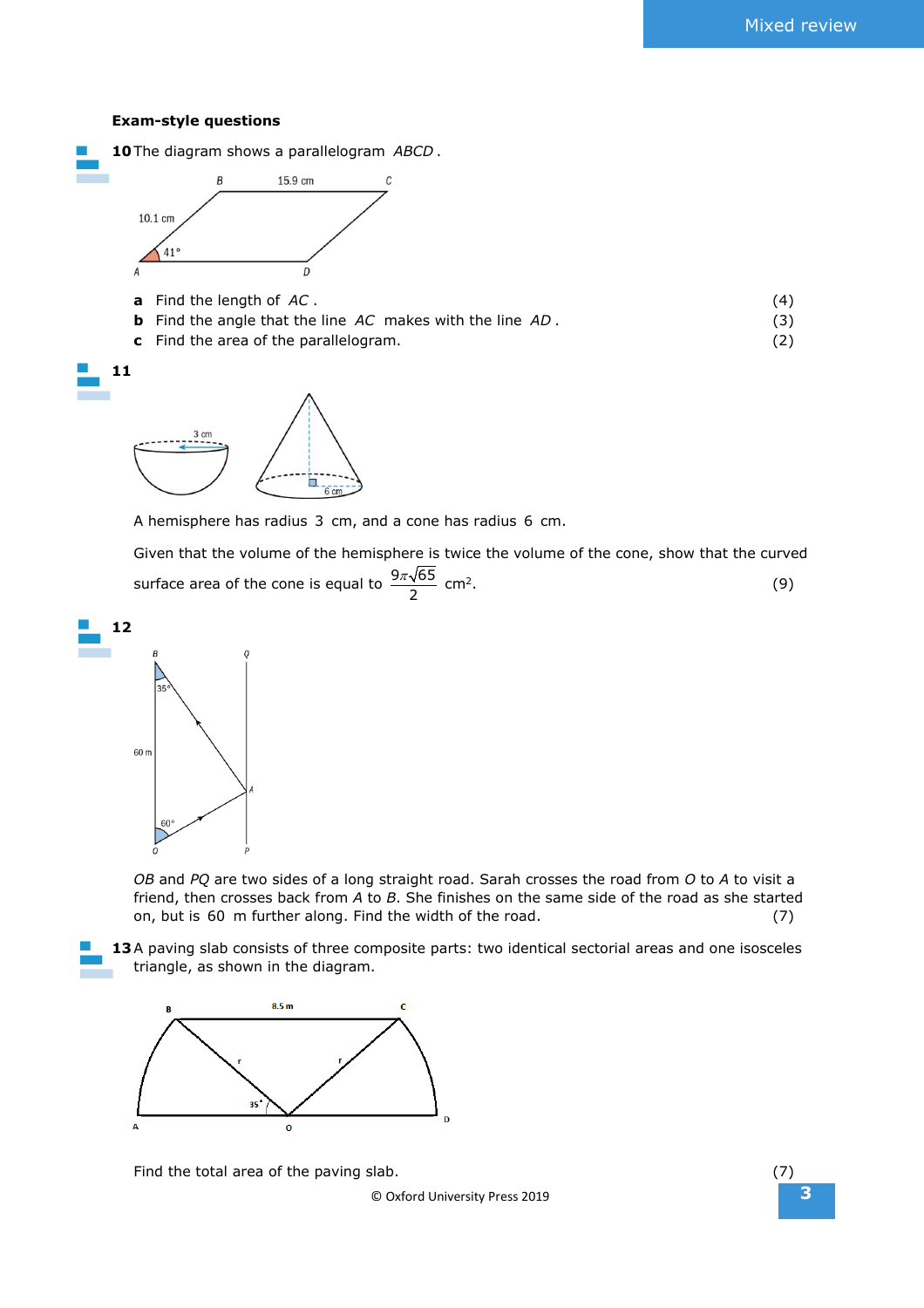**Exam-style questions**

**10** The diagram shows a parallelogram $ABCD$.

**a** Find the length of $AC$. (4)

**b** Find the angle that the line $AC$ makes with the line $AD$. (3)

**c** Find the area of the parallelogram. (2)

**11**

A hemisphere has radius 3 cm, and a cone has radius 6 cm.

Given that the volume of the hemisphere is twice the volume of the cone, show that the curved surface area of the cone is equal to $\frac{9\pi\sqrt{65}}{2}$ $cm^2$. (9)

**12**

$OB$ and $PQ$ are two sides of a long straight road. Sarah crosses the road from $O$ to $A$ to visit a friend, then crosses back from $A$ to $B$. She finishes on the same side of the road as she started on, but is 60 m further along. Find the width of the road. (7)

**13** A paving slab consists of three composite parts: two identical sectorial areas and one isosceles triangle, as shown in the diagram.

Find the total area of the paving slab. (7)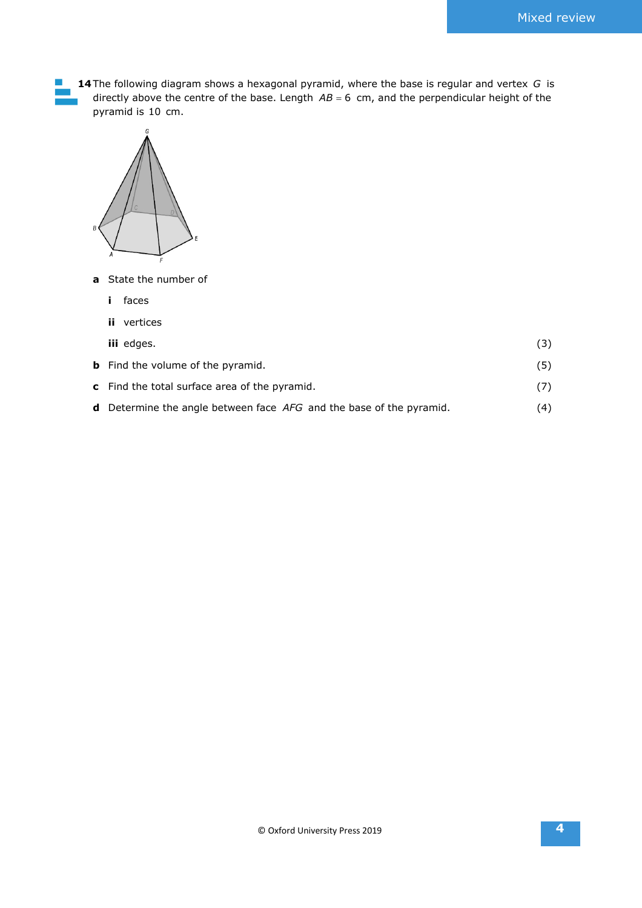**14** The following diagram shows a hexagonal pyramid, where the base is regular and vertex $G$ is directly above the centre of the base. Length $AB = 6$ cm, and the perpendicular height of the pyramid is 10 cm.

G

B

A

F

E

C

D

**a** State the number of

**i** faces

**ii** vertices

**iii** edges. (3)

**b** Find the volume of the pyramid. (5)

**c** Find the total surface area of the pyramid. (7)

**d** Determine the angle between face $AFG$ and the base of the pyramid. (4)

© Oxford University Press 2019